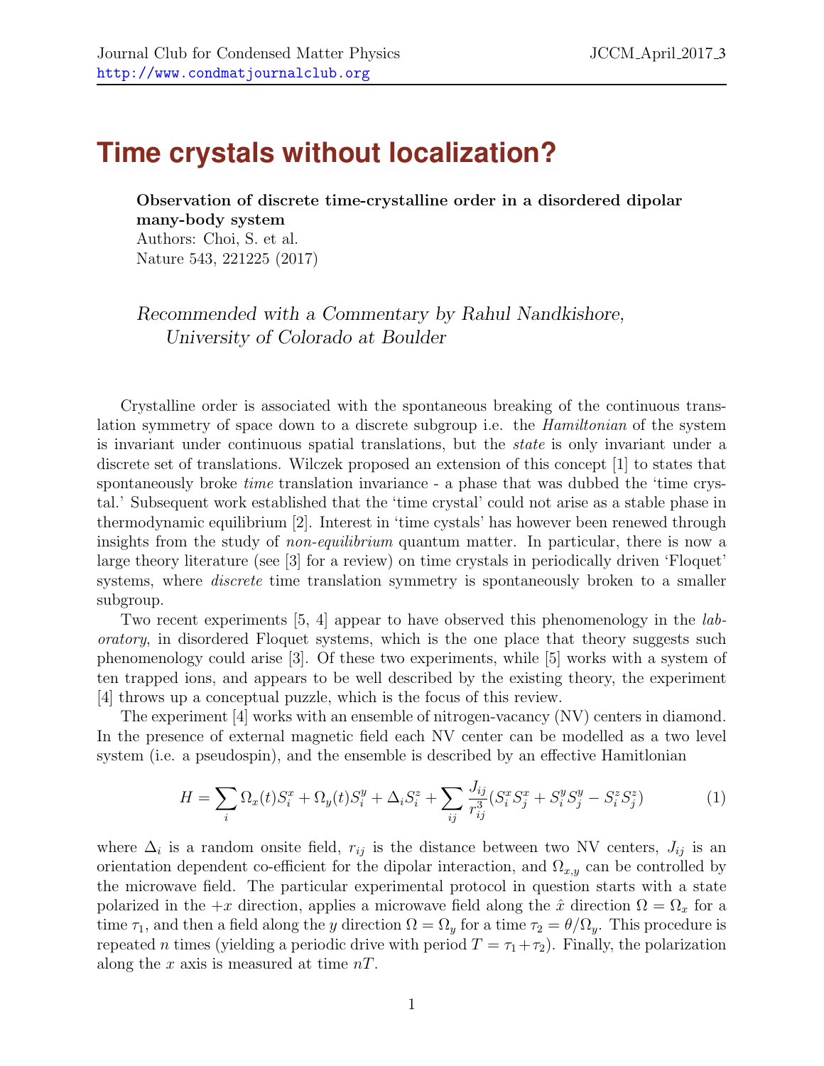# Time crystals without localization?

**Observation of discrete time-crystalline order in a disordered dipolar many-body system**
Authors: Choi, S. et al.
Nature 543, 221225 (2017)

*Recommended with a Commentary by Rahul Nandkishore, University of Colorado at Boulder*

Crystalline order is associated with the spontaneous breaking of the continuous translation symmetry of space down to a discrete subgroup i.e. the *Hamiltonian* of the system is invariant under continuous spatial translations, but the *state* is only invariant under a discrete set of translations. Wilczek proposed an extension of this concept [1] to states that spontaneously broke *time* translation invariance - a phase that was dubbed the 'time crystal.' Subsequent work established that the 'time crystal' could not arise as a stable phase in thermodynamic equilibrium [2]. Interest in 'time cystals' has however been renewed through insights from the study of *non-equilibrium* quantum matter. In particular, there is now a large theory literature (see [3] for a review) on time crystals in periodically driven 'Floquet' systems, where *discrete* time translation symmetry is spontaneously broken to a smaller subgroup.

Two recent experiments [5, 4] appear to have observed this phenomenology in the *laboratory*, in disordered Floquet systems, which is the one place that theory suggests such phenomenology could arise [3]. Of these two experiments, while [5] works with a system of ten trapped ions, and appears to be well described by the existing theory, the experiment [4] throws up a conceptual puzzle, which is the focus of this review.

The experiment [4] works with an ensemble of nitrogen-vacancy (NV) centers in diamond. In the presence of external magnetic field each NV center can be modelled as a two level system (i.e. a pseudospin), and the ensemble is described by an effective Hamitlonian

$$H = \sum_i \Omega_x(t) S_i^x + \Omega_y(t) S_i^y + \Delta_i S_i^z + \sum_{ij} \frac{J_{ij}}{r_{ij}^3}(S_i^x S_j^x + S_i^y S_j^y - S_i^z S_j^z) \tag{1}$$

where $\Delta_i$ is a random onsite field, $r_{ij}$ is the distance between two NV centers, $J_{ij}$ is an orientation dependent co-efficient for the dipolar interaction, and $\Omega_{x,y}$ can be controlled by the microwave field. The particular experimental protocol in question starts with a state polarized in the $+x$ direction, applies a microwave field along the $\hat{x}$ direction $\Omega = \Omega_x$ for a time $\tau_1$, and then a field along the $y$ direction $\Omega = \Omega_y$ for a time $\tau_2 = \theta/\Omega_y$. This procedure is repeated $n$ times (yielding a periodic drive with period $T = \tau_1 + \tau_2$). Finally, the polarization along the $x$ axis is measured at time $nT$.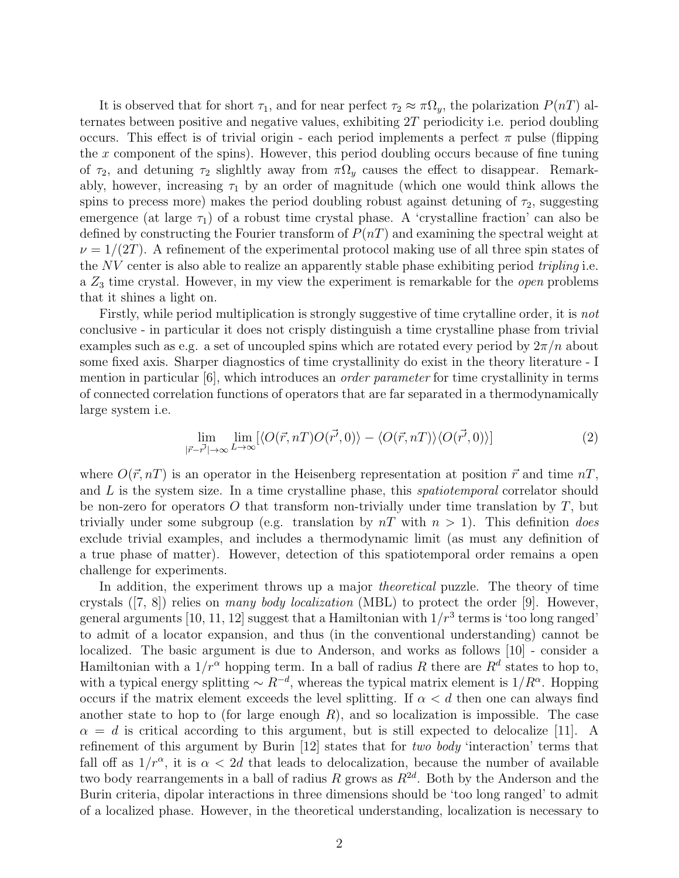It is observed that for short $\tau_1$, and for near perfect $\tau_2 \approx \pi\Omega_y$, the polarization $P(nT)$ alternates between positive and negative values, exhibiting $2T$ periodicity i.e. period doubling occurs. This effect is of trivial origin - each period implements a perfect $\pi$ pulse (flipping the $x$ component of the spins). However, this period doubling occurs because of fine tuning of $\tau_2$, and detuning $\tau_2$ slighltly away from $\pi\Omega_y$ causes the effect to disappear. Remarkably, however, increasing $\tau_1$ by an order of magnitude (which one would think allows the spins to precess more) makes the period doubling robust against detuning of $\tau_2$, suggesting emergence (at large $\tau_1$) of a robust time crystal phase. A 'crystalline fraction' can also be defined by constructing the Fourier transform of $P(nT)$ and examining the spectral weight at $\nu = 1/(2T)$. A refinement of the experimental protocol making use of all three spin states of the $NV$ center is also able to realize an apparently stable phase exhibiting period *tripling* i.e. a $Z_3$ time crystal. However, in my view the experiment is remarkable for the *open* problems that it shines a light on.

Firstly, while period multiplication is strongly suggestive of time crytalline order, it is *not* conclusive - in particular it does not crisply distinguish a time crystalline phase from trivial examples such as e.g. a set of uncoupled spins which are rotated every period by $2\pi/n$ about some fixed axis. Sharper diagnostics of time crystallinity do exist in the theory literature - I mention in particular [6], which introduces an *order parameter* for time crystallinity in terms of connected correlation functions of operators that are far separated in a thermodynamically large system i.e.

$$\lim_{|\vec{r}-\vec{r'}|\to\infty} \lim_{L\to\infty} [\langle O(\vec{r}, nT) O(\vec{r'}, 0)\rangle - \langle O(\vec{r}, nT)\rangle \langle O(\vec{r'}, 0)\rangle] \tag{2}$$

where $O(\vec{r}, nT)$ is an operator in the Heisenberg representation at position $\vec{r}$ and time $nT$, and $L$ is the system size. In a time crystalline phase, this *spatiotemporal* correlator should be non-zero for operators $O$ that transform non-trivially under time translation by $T$, but trivially under some subgroup (e.g. translation by $nT$ with $n > 1$). This definition *does* exclude trivial examples, and includes a thermodynamic limit (as must any definition of a true phase of matter). However, detection of this spatiotemporal order remains a open challenge for experiments.

In addition, the experiment throws up a major *theoretical* puzzle. The theory of time crystals ([7, 8]) relies on *many body localization* (MBL) to protect the order [9]. However, general arguments [10, 11, 12] suggest that a Hamiltonian with $1/r^3$ terms is 'too long ranged' to admit of a locator expansion, and thus (in the conventional understanding) cannot be localized. The basic argument is due to Anderson, and works as follows [10] - consider a Hamiltonian with a $1/r^\alpha$ hopping term. In a ball of radius $R$ there are $R^d$ states to hop to, with a typical energy splitting $\sim R^{-d}$, whereas the typical matrix element is $1/R^\alpha$. Hopping occurs if the matrix element exceeds the level splitting. If $\alpha < d$ then one can always find another state to hop to (for large enough $R$), and so localization is impossible. The case $\alpha = d$ is critical according to this argument, but is still expected to delocalize [11]. A refinement of this argument by Burin [12] states that for *two body* 'interaction' terms that fall off as $1/r^\alpha$, it is $\alpha < 2d$ that leads to delocalization, because the number of available two body rearrangements in a ball of radius $R$ grows as $R^{2d}$. Both by the Anderson and the Burin criteria, dipolar interactions in three dimensions should be 'too long ranged' to admit of a localized phase. However, in the theoretical understanding, localization is necessary to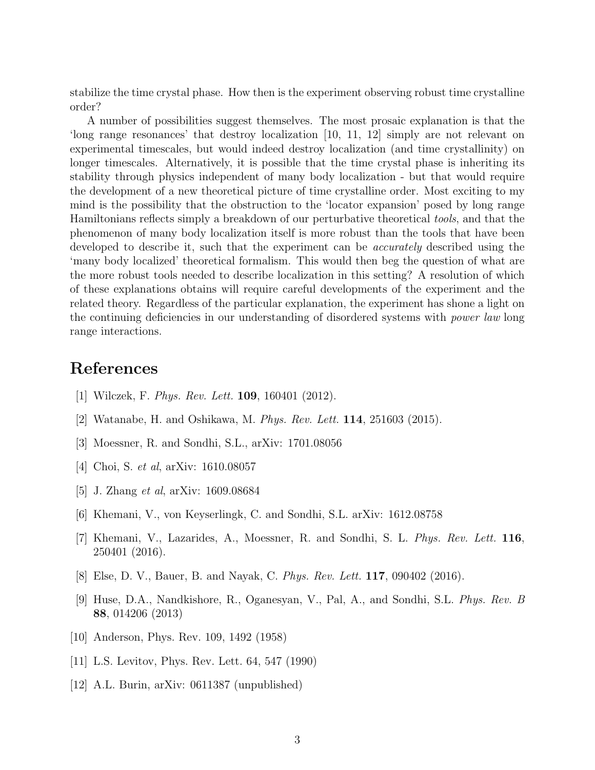stabilize the time crystal phase. How then is the experiment observing robust time crystalline order?

A number of possibilities suggest themselves. The most prosaic explanation is that the 'long range resonances' that destroy localization [10, 11, 12] simply are not relevant on experimental timescales, but would indeed destroy localization (and time crystallinity) on longer timescales. Alternatively, it is possible that the time crystal phase is inheriting its stability through physics independent of many body localization - but that would require the development of a new theoretical picture of time crystalline order. Most exciting to my mind is the possibility that the obstruction to the 'locator expansion' posed by long range Hamiltonians reflects simply a breakdown of our perturbative theoretical *tools*, and that the phenomenon of many body localization itself is more robust than the tools that have been developed to describe it, such that the experiment can be *accurately* described using the 'many body localized' theoretical formalism. This would then beg the question of what are the more robust tools needed to describe localization in this setting? A resolution of which of these explanations obtains will require careful developments of the experiment and the related theory. Regardless of the particular explanation, the experiment has shone a light on the continuing deficiencies in our understanding of disordered systems with *power law* long range interactions.

## References

[1] Wilczek, F. *Phys. Rev. Lett.* **109**, 160401 (2012).

[2] Watanabe, H. and Oshikawa, M. *Phys. Rev. Lett.* **114**, 251603 (2015).

[3] Moessner, R. and Sondhi, S.L., arXiv: 1701.08056

[4] Choi, S. *et al*, arXiv: 1610.08057

[5] J. Zhang *et al*, arXiv: 1609.08684

[6] Khemani, V., von Keyserlingk, C. and Sondhi, S.L. arXiv: 1612.08758

[7] Khemani, V., Lazarides, A., Moessner, R. and Sondhi, S. L. *Phys. Rev. Lett.* **116**, 250401 (2016).

[8] Else, D. V., Bauer, B. and Nayak, C. *Phys. Rev. Lett.* **117**, 090402 (2016).

[9] Huse, D.A., Nandkishore, R., Oganesyan, V., Pal, A., and Sondhi, S.L. *Phys. Rev. B* **88**, 014206 (2013)

[10] Anderson, Phys. Rev. 109, 1492 (1958)

[11] L.S. Levitov, Phys. Rev. Lett. 64, 547 (1990)

[12] A.L. Burin, arXiv: 0611387 (unpublished)